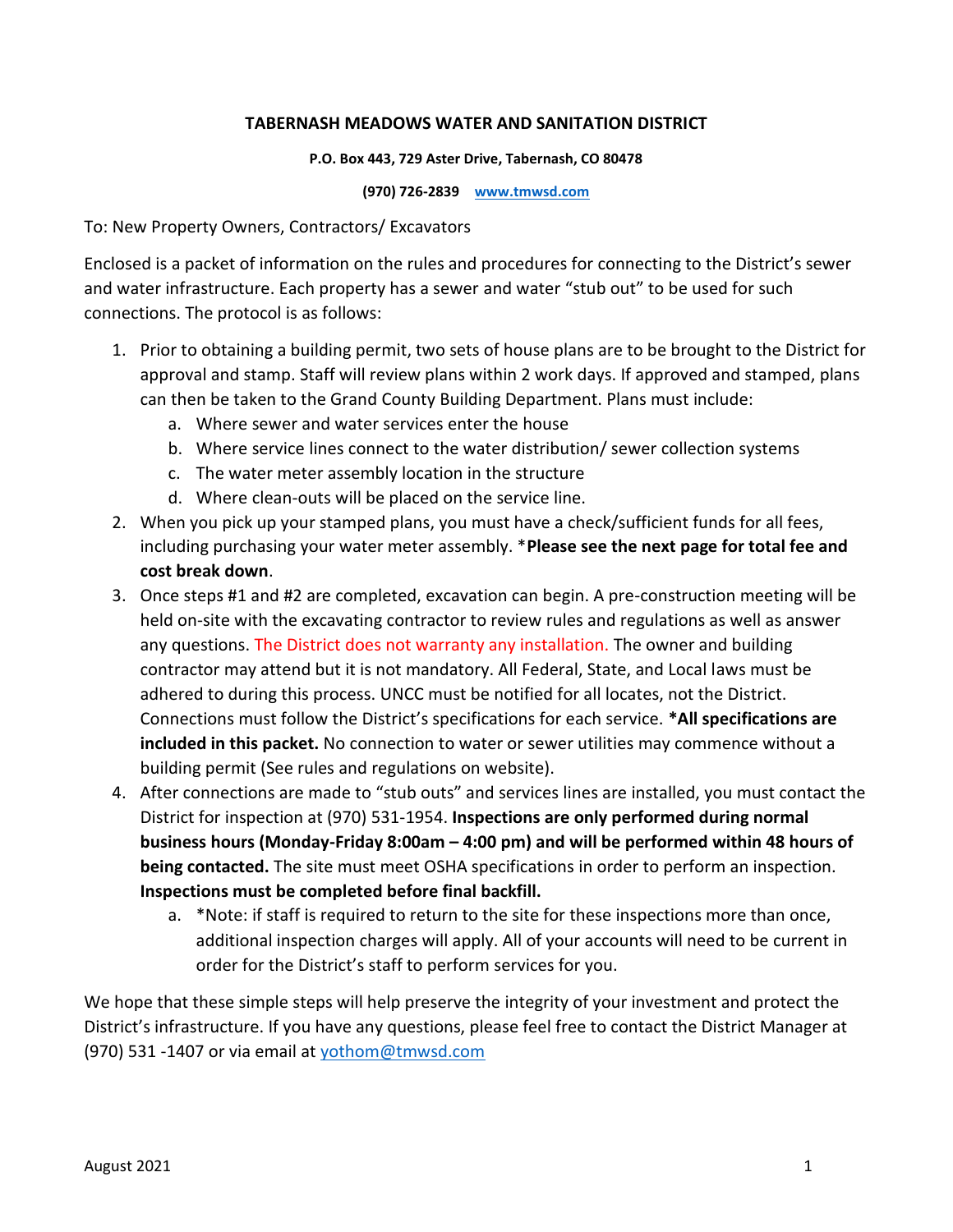# TABERNASH MEADOWS WATER AND SANITATION DISTRICT

**P.O. Box 443, 729 Aster Drive, Tabernash, CO 80478**

**(970) 726-2839 [www.tmwsd.com](http://www.tmwsd.com)**

To: New Property Owners, Contractors/ Excavators

Enclosed is a packet of information on the rules and procedures for connecting to the District's sewer and water infrastructure. Each property has a sewer and water "stub out" to be used for such connections. The protocol is as follows:

1. Prior to obtaining a building permit, two sets of house plans are to be brought to the District for approval and stamp. Staff will review plans within 2 work days. If approved and stamped, plans can then be taken to the Grand County Building Department. Plans must include:
   a. Where sewer and water services enter the house
   b. Where service lines connect to the water distribution/ sewer collection systems
   c. The water meter assembly location in the structure
   d. Where clean-outs will be placed on the service line.
2. When you pick up your stamped plans, you must have a check/sufficient funds for all fees, including purchasing your water meter assembly. ***Please see the next page for total fee and cost break down**.
3. Once steps #1 and #2 are completed, excavation can begin. A pre-construction meeting will be held on-site with the excavating contractor to review rules and regulations as well as answer any questions. The District does not warranty any installation. The owner and building contractor may attend but it is not mandatory. All Federal, State, and Local laws must be adhered to during this process. UNCC must be notified for all locates, not the District. Connections must follow the District's specifications for each service. ***All specifications are included in this packet.** No connection to water or sewer utilities may commence without a building permit (See rules and regulations on website).
4. After connections are made to "stub outs" and services lines are installed, you must contact the District for inspection at (970) 531-1954. **Inspections are only performed during normal business hours (Monday-Friday 8:00am – 4:00 pm) and will be performed within 48 hours of being contacted.** The site must meet OSHA specifications in order to perform an inspection. **Inspections must be completed before final backfill.**
   a. *Note: if staff is required to return to the site for these inspections more than once, additional inspection charges will apply. All of your accounts will need to be current in order for the District's staff to perform services for you.

We hope that these simple steps will help preserve the integrity of your investment and protect the District's infrastructure. If you have any questions, please feel free to contact the District Manager at (970) 531 -1407 or via email at [yothom@tmwsd.com](mailto:yothom@tmwsd.com)

August 2021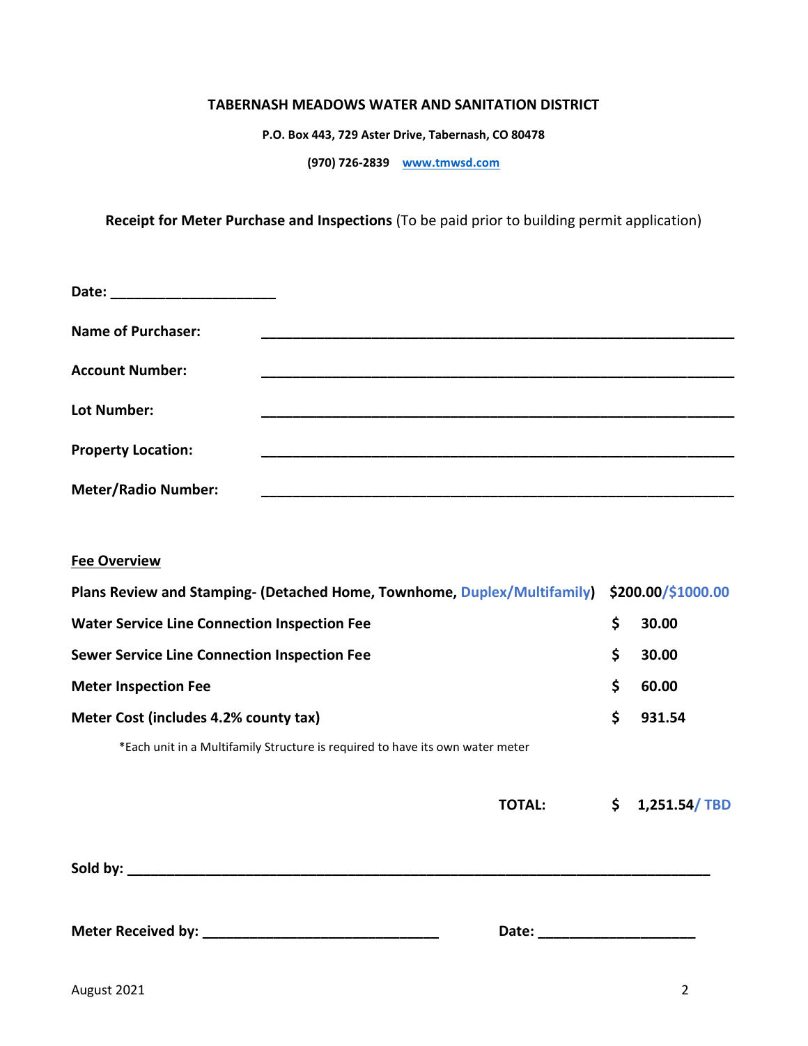**TABERNASH MEADOWS WATER AND SANITATION DISTRICT**

**P.O. Box 443, 729 Aster Drive, Tabernash, CO 80478**

**(970) 726-2839** [www.tmwsd.com](http://www.tmwsd.com)

**Receipt for Meter Purchase and Inspections** (To be paid prior to building permit application)

**Date:** ____________________

**Name of Purchaser:** ____________________________________________________________

**Account Number:** ____________________________________________________________

**Lot Number:** ____________________________________________________________

**Property Location:** ____________________________________________________________

**Meter/Radio Number:** ____________________________________________________________

**Fee Overview**

| | |
|---|---|
| **Plans Review and Stamping- (Detached Home, Townhome, Duplex/Multifamily)** | **$200.00/$1000.00** |
| **Water Service Line Connection Inspection Fee** | **$ 30.00** |
| **Sewer Service Line Connection Inspection Fee** | **$ 30.00** |
| **Meter Inspection Fee** | **$ 60.00** |
| **Meter Cost (includes 4.2% county tax)** | **$ 931.54** |

*Each unit in a Multifamily Structure is required to have its own water meter

**TOTAL: $ 1,251.54/ TBD**

**Sold by:** ____________________________________________________________

**Meter Received by:** ______________________________ **Date:** ____________________

August 2021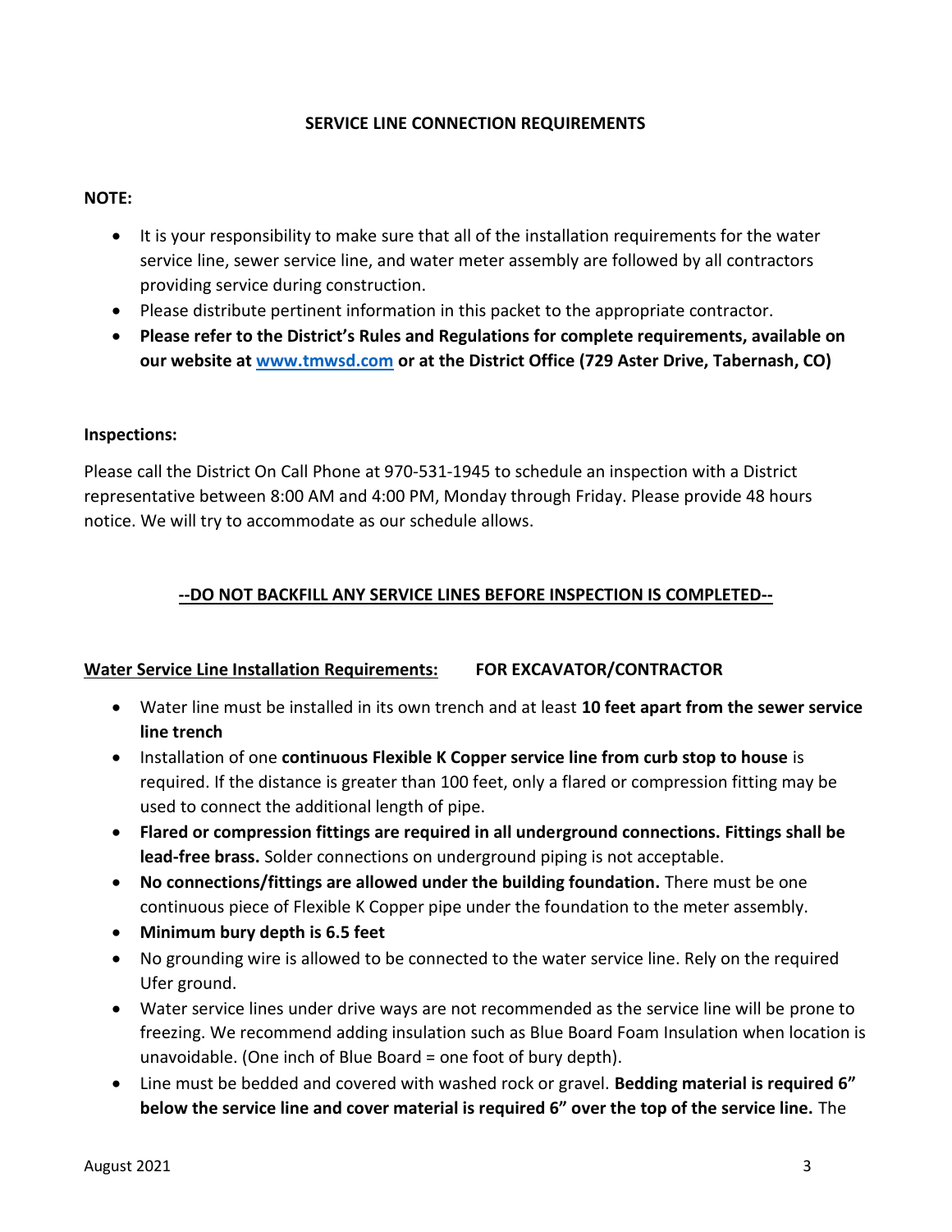## SERVICE LINE CONNECTION REQUIREMENTS

**NOTE:**

- It is your responsibility to make sure that all of the installation requirements for the water service line, sewer service line, and water meter assembly are followed by all contractors providing service during construction.
- Please distribute pertinent information in this packet to the appropriate contractor.
- **Please refer to the District's Rules and Regulations for complete requirements, available on our website at [www.tmwsd.com](http://www.tmwsd.com) or at the District Office (729 Aster Drive, Tabernash, CO)**

**Inspections:**

Please call the District On Call Phone at 970-531-1945 to schedule an inspection with a District representative between 8:00 AM and 4:00 PM, Monday through Friday. Please provide 48 hours notice. We will try to accommodate as our schedule allows.

**<u>--DO NOT BACKFILL ANY SERVICE LINES BEFORE INSPECTION IS COMPLETED--</u>**

**<u>Water Service Line Installation Requirements:</u>** **FOR EXCAVATOR/CONTRACTOR**

- Water line must be installed in its own trench and at least **10 feet apart from the sewer service line trench**
- Installation of one **continuous Flexible K Copper service line from curb stop to house** is required. If the distance is greater than 100 feet, only a flared or compression fitting may be used to connect the additional length of pipe.
- **Flared or compression fittings are required in all underground connections. Fittings shall be lead-free brass.** Solder connections on underground piping is not acceptable.
- **No connections/fittings are allowed under the building foundation.** There must be one continuous piece of Flexible K Copper pipe under the foundation to the meter assembly.
- **Minimum bury depth is 6.5 feet**
- No grounding wire is allowed to be connected to the water service line. Rely on the required Ufer ground.
- Water service lines under drive ways are not recommended as the service line will be prone to freezing. We recommend adding insulation such as Blue Board Foam Insulation when location is unavoidable. (One inch of Blue Board = one foot of bury depth).
- Line must be bedded and covered with washed rock or gravel. **Bedding material is required 6" below the service line and cover material is required 6" over the top of the service line.** The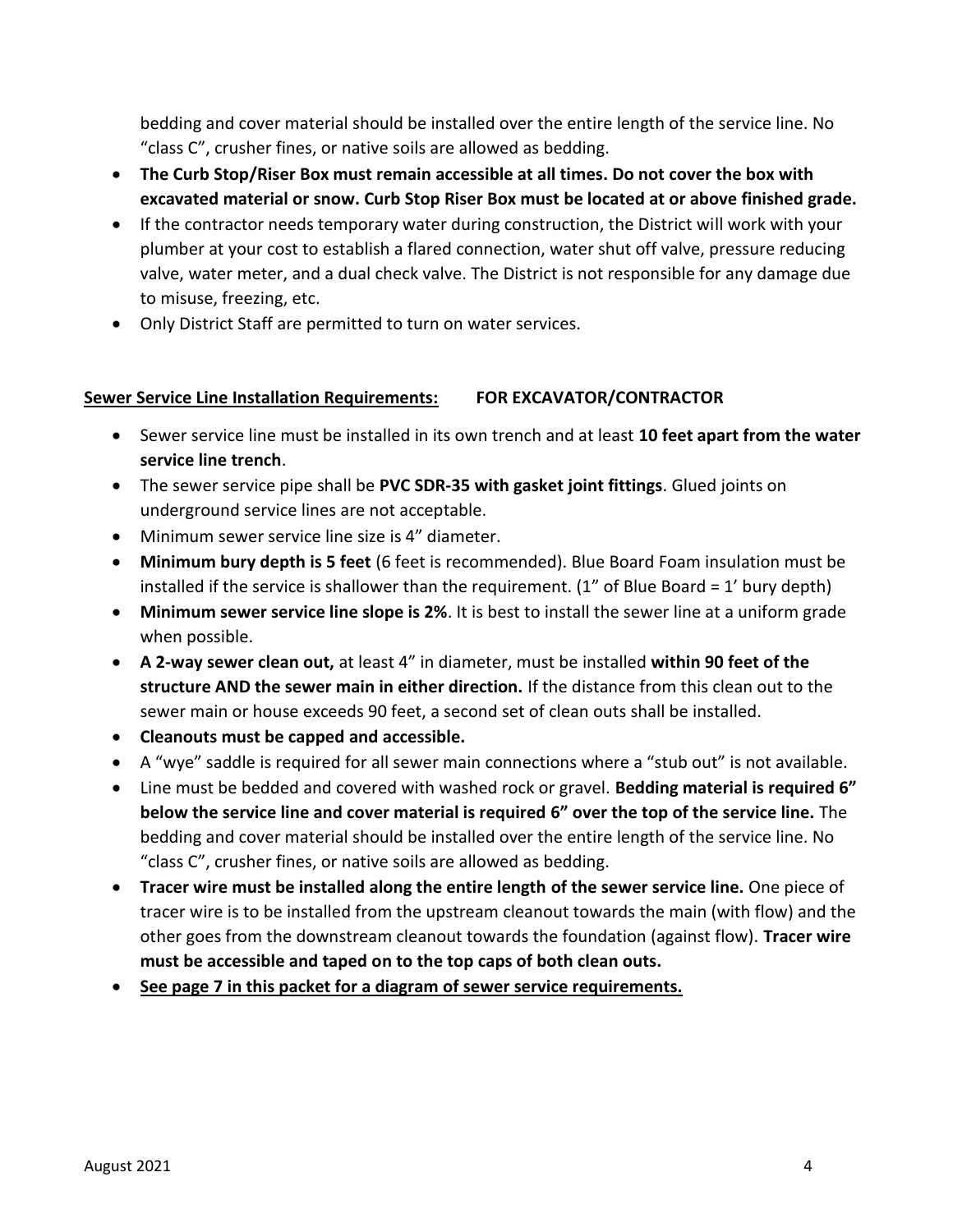bedding and cover material should be installed over the entire length of the service line. No "class C", crusher fines, or native soils are allowed as bedding.

- **The Curb Stop/Riser Box must remain accessible at all times. Do not cover the box with excavated material or snow. Curb Stop Riser Box must be located at or above finished grade.**
- If the contractor needs temporary water during construction, the District will work with your plumber at your cost to establish a flared connection, water shut off valve, pressure reducing valve, water meter, and a dual check valve. The District is not responsible for any damage due to misuse, freezing, etc.
- Only District Staff are permitted to turn on water services.

**Sewer Service Line Installation Requirements:** **FOR EXCAVATOR/CONTRACTOR**

- Sewer service line must be installed in its own trench and at least **10 feet apart from the water service line trench**.
- The sewer service pipe shall be **PVC SDR-35 with gasket joint fittings**. Glued joints on underground service lines are not acceptable.
- Minimum sewer service line size is 4" diameter.
- **Minimum bury depth is 5 feet** (6 feet is recommended). Blue Board Foam insulation must be installed if the service is shallower than the requirement. (1" of Blue Board = 1' bury depth)
- **Minimum sewer service line slope is 2%**. It is best to install the sewer line at a uniform grade when possible.
- **A 2-way sewer clean out,** at least 4" in diameter, must be installed **within 90 feet of the structure AND the sewer main in either direction.** If the distance from this clean out to the sewer main or house exceeds 90 feet, a second set of clean outs shall be installed.
- **Cleanouts must be capped and accessible.**
- A "wye" saddle is required for all sewer main connections where a "stub out" is not available.
- Line must be bedded and covered with washed rock or gravel. **Bedding material is required 6" below the service line and cover material is required 6" over the top of the service line.** The bedding and cover material should be installed over the entire length of the service line. No "class C", crusher fines, or native soils are allowed as bedding.
- **Tracer wire must be installed along the entire length of the sewer service line.** One piece of tracer wire is to be installed from the upstream cleanout towards the main (with flow) and the other goes from the downstream cleanout towards the foundation (against flow). **Tracer wire must be accessible and taped on to the top caps of both clean outs.**
- **See page 7 in this packet for a diagram of sewer service requirements.**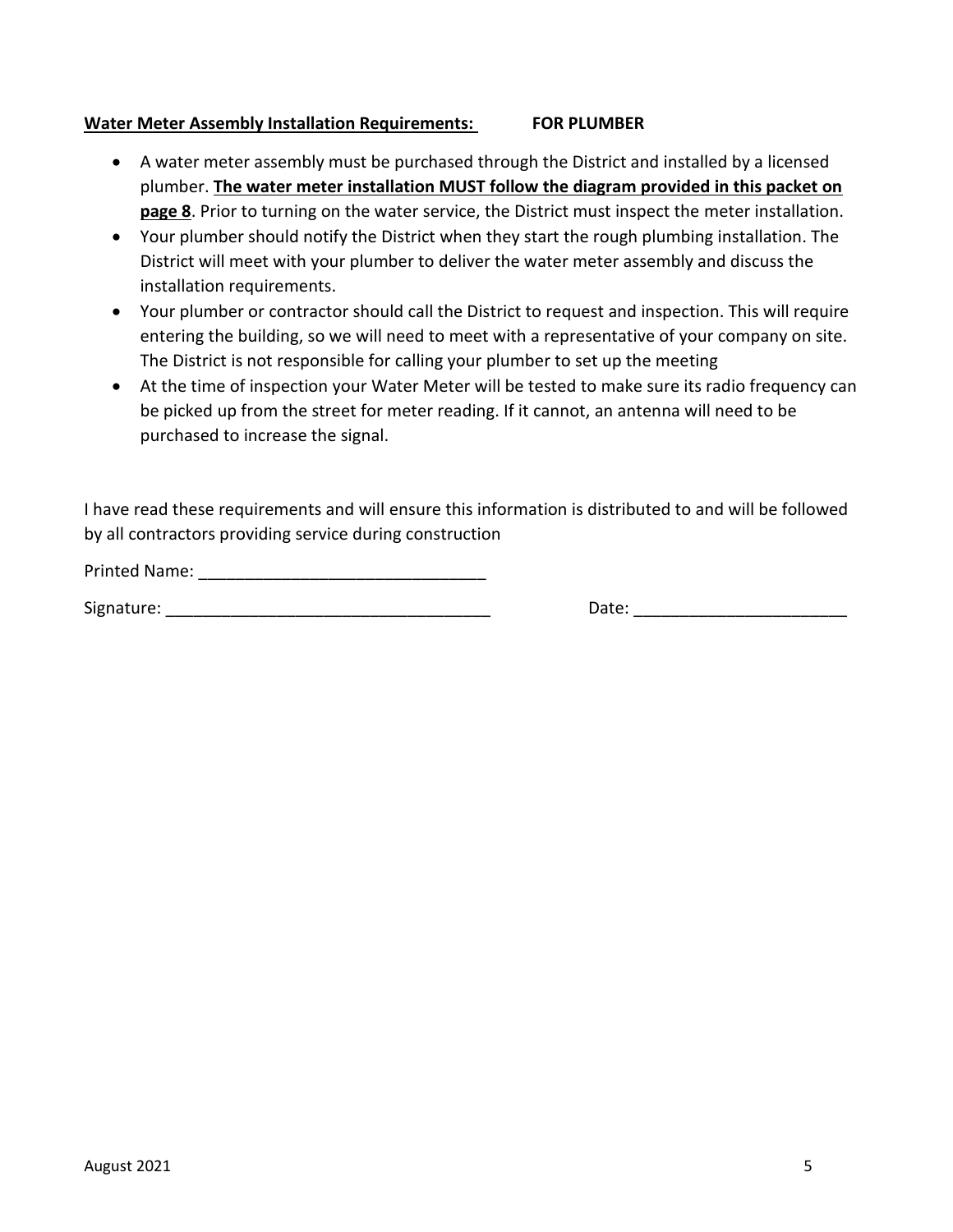**<u>Water Meter Assembly Installation Requirements:</u>** **FOR PLUMBER**

- A water meter assembly must be purchased through the District and installed by a licensed plumber. **<u>The water meter installation MUST follow the diagram provided in this packet on page 8</u>**. Prior to turning on the water service, the District must inspect the meter installation.
- Your plumber should notify the District when they start the rough plumbing installation. The District will meet with your plumber to deliver the water meter assembly and discuss the installation requirements.
- Your plumber or contractor should call the District to request and inspection. This will require entering the building, so we will need to meet with a representative of your company on site. The District is not responsible for calling your plumber to set up the meeting
- At the time of inspection your Water Meter will be tested to make sure its radio frequency can be picked up from the street for meter reading. If it cannot, an antenna will need to be purchased to increase the signal.

I have read these requirements and will ensure this information is distributed to and will be followed by all contractors providing service during construction

Printed Name: _______________________________

Signature: ___________________________________ Date: _______________________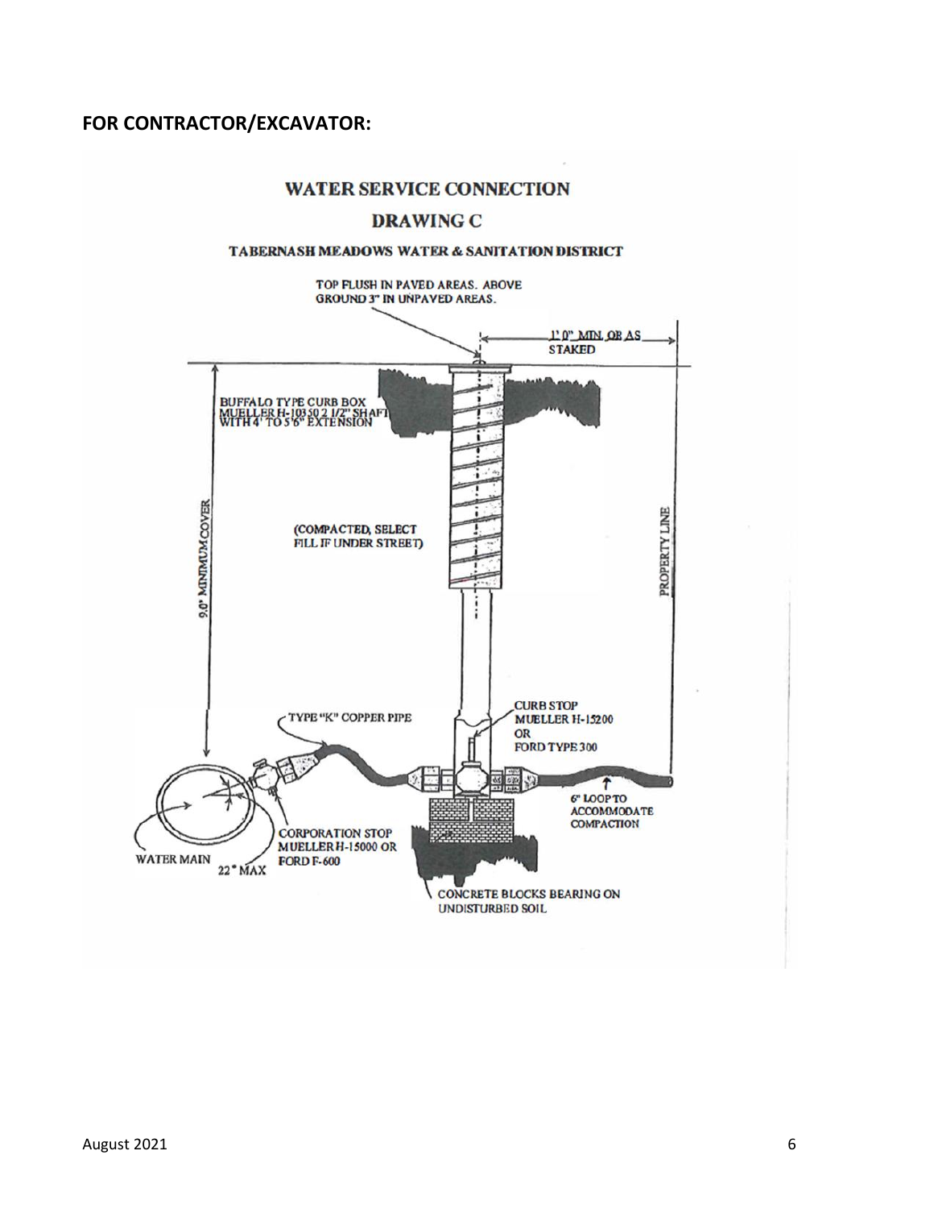## FOR CONTRACTOR/EXCAVATOR:

WATER SERVICE CONNECTION

DRAWING C

TABERNASH MEADOWS WATER & SANITATION DISTRICT

TOP FLUSH IN PAVED AREAS. ABOVE GROUND 3" IN UNPAVED AREAS.

1' 0" MIN. OR AS STAKED

BUFFALO TYPE CURB BOX MUELLER H-10350 2 1/2" SHAFT WITH 4' TO 5'6" EXTENSION

9.0' MINIMUM COVER

(COMPACTED, SELECT FILL IF UNDER STREET)

PROPERTY LINE

TYPE "K" COPPER PIPE

CURB STOP MUELLER H-15200 OR FORD TYPE 300

6" LOOP TO ACCOMMODATE COMPACTION

CORPORATION STOP MUELLER H-15000 OR FORD F-600

WATER MAIN

22° MAX

CONCRETE BLOCKS BEARING ON UNDISTURBED SOIL

August 2021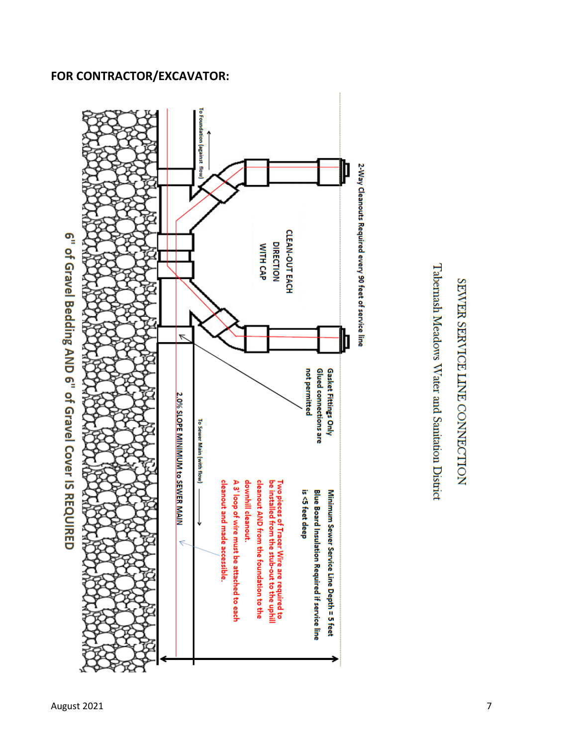**FOR CONTRACTOR/EXCAVATOR:**

SEWER SERVICE LINE CONNECTION

Tabernash Meadows Water and Sanitation District

2-Way Cleanouts Required every 90 feet of service line

CLEAN-OUT EACH DIRECTION WITH CAP

Gasket Fittings Only
Glued connections are not permitted

Minimum Sewer Service Line Depth = 5 feet

Blue Board Insulation Required if service line is <5 feet deep

Two pieces of Tracer Wire are required to be installed from the stub-out to the uphill cleanout AND from the foundation to the downhill cleanout.

A 3' loop of wire must be attached to each cleanout and made accessible.

To Foundation (against flow)

To Sewer Main (with flow)

2.0% SLOPE MINIMUM to SEWER MAIN

6" of Gravel Bedding AND 6" of Gravel Cover IS REQUIRED

August 2021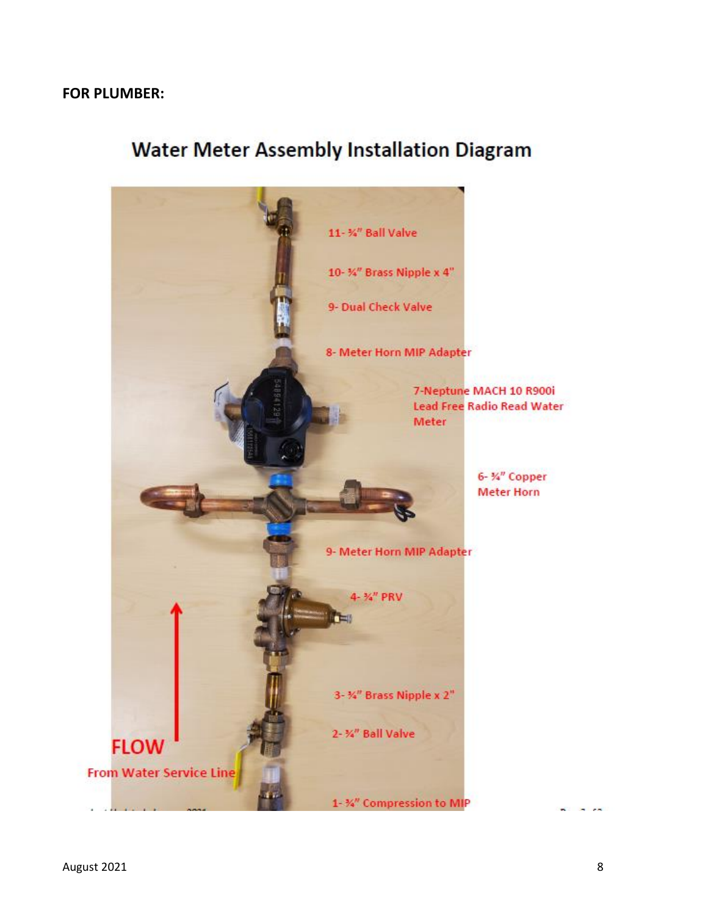**FOR PLUMBER:**

Water Meter Assembly Installation Diagram

11- ¾" Ball Valve

10- ¾" Brass Nipple x 4"

9- Dual Check Valve

8- Meter Horn MIP Adapter

7-Neptune MACH 10 R900i Lead Free Radio Read Water Meter

6- ¾" Copper Meter Horn

9- Meter Horn MIP Adapter

4- ¾" PRV

3- ¾" Brass Nipple x 2"

2- ¾" Ball Valve

FLOW

From Water Service Line

1- ¾" Compression to MIP